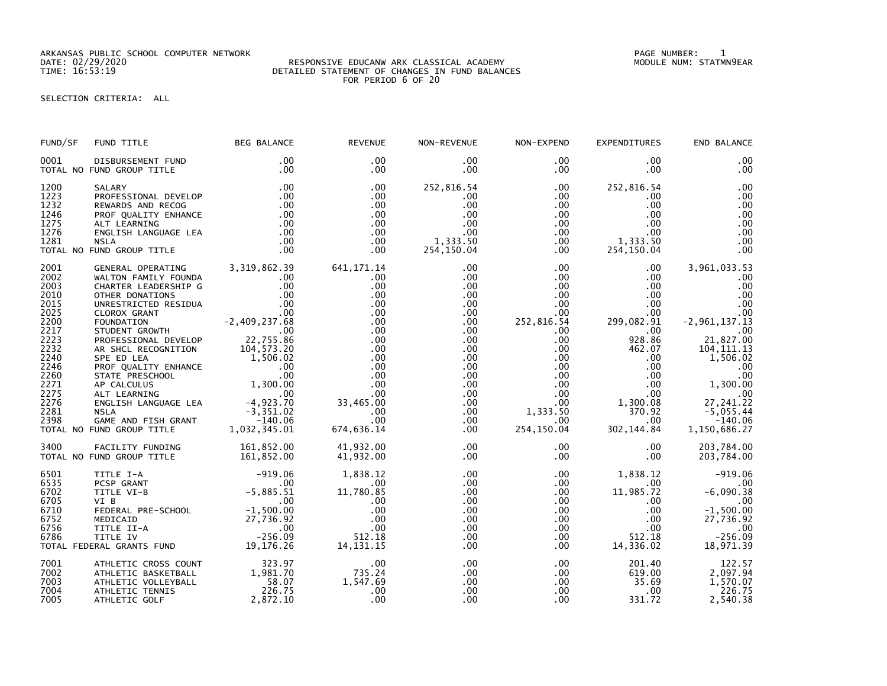ARKANSAS PUBLIC SCHOOL COMPUTER NETWORK
DATE: 02/29/2020
TIME: 16:53:19

RESPONSIVE EDUCANW ARK CLASSICAL ACADEMY
DETAILED STATEMENT OF CHANGES IN FUND BALANCES
FOR PERIOD 6 OF 20

PAGE NUMBER: 1
MODULE NUM: STATMN9EAR

SELECTION CRITERIA: ALL

| FUND/SF | FUND TITLE | BEG BALANCE | REVENUE | NON-REVENUE | NON-EXPEND | EXPENDITURES | END BALANCE |
|---|---|---|---|---|---|---|---|
| 0001 | DISBURSEMENT FUND | .00 | .00 | .00 | .00 | .00 | .00 |
| | TOTAL NO FUND GROUP TITLE | .00 | .00 | .00 | .00 | .00 | .00 |
| 1200 | SALARY | .00 | .00 | 252,816.54 | .00 | 252,816.54 | .00 |
| 1223 | PROFESSIONAL DEVELOP | .00 | .00 | .00 | .00 | .00 | .00 |
| 1232 | REWARDS AND RECOG | .00 | .00 | .00 | .00 | .00 | .00 |
| 1246 | PROF QUALITY ENHANCE | .00 | .00 | .00 | .00 | .00 | .00 |
| 1275 | ALT LEARNING | .00 | .00 | .00 | .00 | .00 | .00 |
| 1276 | ENGLISH LANGUAGE LEA | .00 | .00 | .00 | .00 | .00 | .00 |
| 1281 | NSLA | .00 | .00 | 1,333.50 | .00 | 1,333.50 | .00 |
| | TOTAL NO FUND GROUP TITLE | .00 | .00 | 254,150.04 | .00 | 254,150.04 | .00 |
| 2001 | GENERAL OPERATING | 3,319,862.39 | 641,171.14 | .00 | .00 | .00 | 3,961,033.53 |
| 2002 | WALTON FAMILY FOUNDA | .00 | .00 | .00 | .00 | .00 | .00 |
| 2003 | CHARTER LEADERSHIP G | .00 | .00 | .00 | .00 | .00 | .00 |
| 2010 | OTHER DONATIONS | .00 | .00 | .00 | .00 | .00 | .00 |
| 2015 | UNRESTRICTED RESIDUA | .00 | .00 | .00 | .00 | .00 | .00 |
| 2025 | CLOROX GRANT | .00 | .00 | .00 | .00 | .00 | .00 |
| 2200 | FOUNDATION | -2,409,237.68 | .00 | .00 | 252,816.54 | 299,082.91 | -2,961,137.13 |
| 2217 | STUDENT GROWTH | .00 | .00 | .00 | .00 | .00 | .00 |
| 2223 | PROFESSIONAL DEVELOP | 22,755.86 | .00 | .00 | .00 | 928.86 | 21,827.00 |
| 2232 | AR SHCL RECOGNITION | 104,573.20 | .00 | .00 | .00 | 462.07 | 104,111.13 |
| 2240 | SPE ED LEA | 1,506.02 | .00 | .00 | .00 | .00 | 1,506.02 |
| 2246 | PROF QUALITY ENHANCE | .00 | .00 | .00 | .00 | .00 | .00 |
| 2260 | STATE PRESCHOOL | .00 | .00 | .00 | .00 | .00 | .00 |
| 2271 | AP CALCULUS | 1,300.00 | .00 | .00 | .00 | .00 | 1,300.00 |
| 2275 | ALT LEARNING | .00 | .00 | .00 | .00 | .00 | .00 |
| 2276 | ENGLISH LANGUAGE LEA | -4,923.70 | 33,465.00 | .00 | .00 | 1,300.08 | 27,241.22 |
| 2281 | NSLA | -3,351.02 | .00 | .00 | 1,333.50 | 370.92 | -5,055.44 |
| 2398 | GAME AND FISH GRANT | -140.06 | .00 | .00 | .00 | .00 | -140.06 |
| | TOTAL NO FUND GROUP TITLE | 1,032,345.01 | 674,636.14 | .00 | 254,150.04 | 302,144.84 | 1,150,686.27 |
| 3400 | FACILITY FUNDING | 161,852.00 | 41,932.00 | .00 | .00 | .00 | 203,784.00 |
| | TOTAL NO FUND GROUP TITLE | 161,852.00 | 41,932.00 | .00 | .00 | .00 | 203,784.00 |
| 6501 | TITLE I-A | -919.06 | 1,838.12 | .00 | .00 | 1,838.12 | -919.06 |
| 6535 | PCSP GRANT | .00 | .00 | .00 | .00 | .00 | .00 |
| 6702 | TITLE VI-B | -5,885.51 | 11,780.85 | .00 | .00 | 11,985.72 | -6,090.38 |
| 6705 | VI B | .00 | .00 | .00 | .00 | .00 | .00 |
| 6710 | FEDERAL PRE-SCHOOL | -1,500.00 | .00 | .00 | .00 | .00 | -1,500.00 |
| 6752 | MEDICAID | 27,736.92 | .00 | .00 | .00 | .00 | 27,736.92 |
| 6756 | TITLE II-A | .00 | .00 | .00 | .00 | .00 | .00 |
| 6786 | TITLE IV | -256.09 | 512.18 | .00 | .00 | 512.18 | -256.09 |
| | TOTAL FEDERAL GRANTS FUND | 19,176.26 | 14,131.15 | .00 | .00 | 14,336.02 | 18,971.39 |
| 7001 | ATHLETIC CROSS COUNT | 323.97 | .00 | .00 | .00 | 201.40 | 122.57 |
| 7002 | ATHLETIC BASKETBALL | 1,981.70 | 735.24 | .00 | .00 | 619.00 | 2,097.94 |
| 7003 | ATHLETIC VOLLEYBALL | 58.07 | 1,547.69 | .00 | .00 | 35.69 | 1,570.07 |
| 7004 | ATHLETIC TENNIS | 226.75 | .00 | .00 | .00 | .00 | 226.75 |
| 7005 | ATHLETIC GOLF | 2,872.10 | .00 | .00 | .00 | 331.72 | 2,540.38 |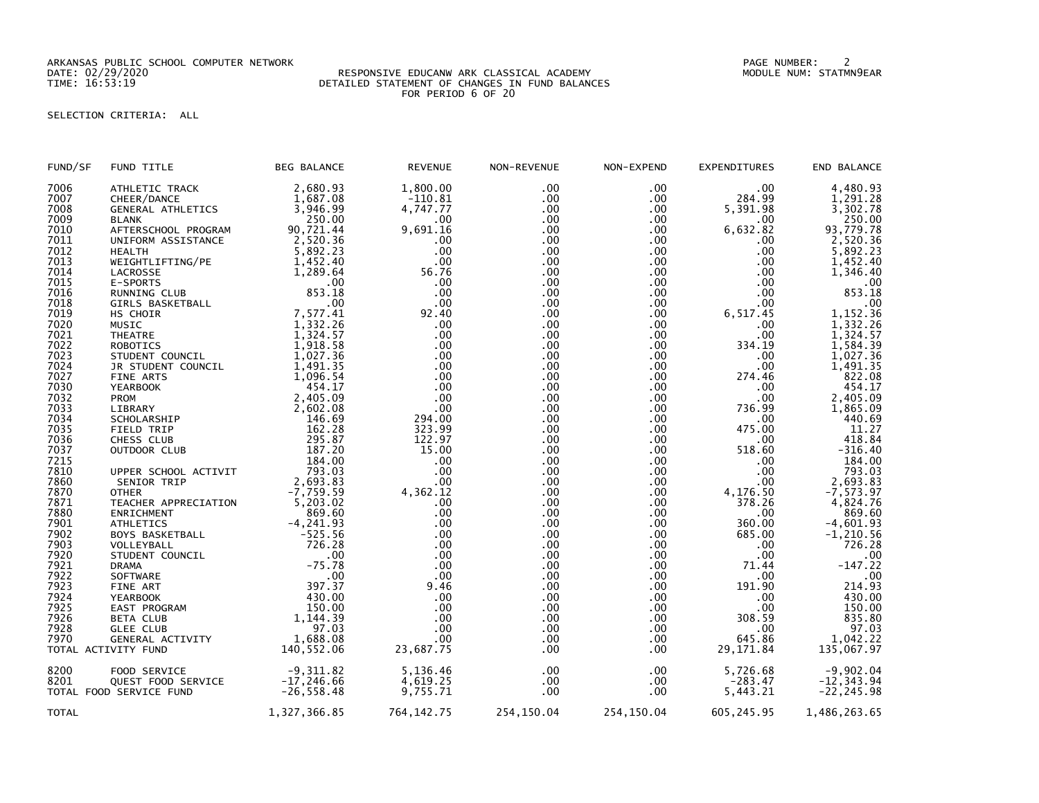ARKANSAS PUBLIC SCHOOL COMPUTER NETWORK
DATE: 02/29/2020
TIME: 16:53:19

RESPONSIVE EDUCANW ARK CLASSICAL ACADEMY
DETAILED STATEMENT OF CHANGES IN FUND BALANCES
FOR PERIOD 6 OF 20

PAGE NUMBER: 2
MODULE NUM: STATMN9EAR

SELECTION CRITERIA: ALL

| FUND/SF | FUND TITLE | BEG BALANCE | REVENUE | NON-REVENUE | NON-EXPEND | EXPENDITURES | END BALANCE |
|---|---|---|---|---|---|---|---|
| 7006 | ATHLETIC TRACK | 2,680.93 | 1,800.00 | .00 | .00 | .00 | 4,480.93 |
| 7007 | CHEER/DANCE | 1,687.08 | -110.81 | .00 | .00 | 284.99 | 1,291.28 |
| 7008 | GENERAL ATHLETICS | 3,946.99 | 4,747.77 | .00 | .00 | 5,391.98 | 3,302.78 |
| 7009 | BLANK | 250.00 | .00 | .00 | .00 | .00 | 250.00 |
| 7010 | AFTERSCHOOL PROGRAM | 90,721.44 | 9,691.16 | .00 | .00 | 6,632.82 | 93,779.78 |
| 7011 | UNIFORM ASSISTANCE | 2,520.36 | .00 | .00 | .00 | .00 | 2,520.36 |
| 7012 | HEALTH | 5,892.23 | .00 | .00 | .00 | .00 | 5,892.23 |
| 7013 | WEIGHTLIFTING/PE | 1,452.40 | .00 | .00 | .00 | .00 | 1,452.40 |
| 7014 | LACROSSE | 1,289.64 | 56.76 | .00 | .00 | .00 | 1,346.40 |
| 7015 | E-SPORTS | .00 | .00 | .00 | .00 | .00 | .00 |
| 7016 | RUNNING CLUB | 853.18 | .00 | .00 | .00 | .00 | 853.18 |
| 7018 | GIRLS BASKETBALL | .00 | .00 | .00 | .00 | .00 | .00 |
| 7019 | HS CHOIR | 7,577.41 | 92.40 | .00 | .00 | 6,517.45 | 1,152.36 |
| 7020 | MUSIC | 1,332.26 | .00 | .00 | .00 | .00 | 1,332.26 |
| 7021 | THEATRE | 1,324.57 | .00 | .00 | .00 | .00 | 1,324.57 |
| 7022 | ROBOTICS | 1,918.58 | .00 | .00 | .00 | 334.19 | 1,584.39 |
| 7023 | STUDENT COUNCIL | 1,027.36 | .00 | .00 | .00 | .00 | 1,027.36 |
| 7024 | JR STUDENT COUNCIL | 1,491.35 | .00 | .00 | .00 | .00 | 1,491.35 |
| 7027 | FINE ARTS | 1,096.54 | .00 | .00 | .00 | 274.46 | 822.08 |
| 7030 | YEARBOOK | 454.17 | .00 | .00 | .00 | .00 | 454.17 |
| 7032 | PROM | 2,405.09 | .00 | .00 | .00 | .00 | 2,405.09 |
| 7033 | LIBRARY | 2,602.08 | .00 | .00 | .00 | 736.99 | 1,865.09 |
| 7034 | SCHOLARSHIP | 146.69 | 294.00 | .00 | .00 | .00 | 440.69 |
| 7035 | FIELD TRIP | 162.28 | 323.99 | .00 | .00 | 475.00 | 11.27 |
| 7036 | CHESS CLUB | 295.87 | 122.97 | .00 | .00 | .00 | 418.84 |
| 7037 | OUTDOOR CLUB | 187.20 | 15.00 | .00 | .00 | 518.60 | -316.40 |
| 7215 | | 184.00 | .00 | .00 | .00 | .00 | 184.00 |
| 7810 | UPPER SCHOOL ACTIVIT | 793.03 | .00 | .00 | .00 | .00 | 793.03 |
| 7860 | SENIOR TRIP | 2,693.83 | .00 | .00 | .00 | .00 | 2,693.83 |
| 7870 | OTHER | -7,759.59 | 4,362.12 | .00 | .00 | 4,176.50 | -7,573.97 |
| 7871 | TEACHER APPRECIATION | 5,203.02 | .00 | .00 | .00 | 378.26 | 4,824.76 |
| 7880 | ENRICHMENT | 869.60 | .00 | .00 | .00 | .00 | 869.60 |
| 7901 | ATHLETICS | -4,241.93 | .00 | .00 | .00 | 360.00 | -4,601.93 |
| 7902 | BOYS BASKETBALL | -525.56 | .00 | .00 | .00 | 685.00 | -1,210.56 |
| 7903 | VOLLEYBALL | 726.28 | .00 | .00 | .00 | .00 | 726.28 |
| 7920 | STUDENT COUNCIL | .00 | .00 | .00 | .00 | .00 | .00 |
| 7921 | DRAMA | -75.78 | .00 | .00 | .00 | 71.44 | -147.22 |
| 7922 | SOFTWARE | .00 | .00 | .00 | .00 | .00 | .00 |
| 7923 | FINE ART | 397.37 | 9.46 | .00 | .00 | 191.90 | 214.93 |
| 7924 | YEARBOOK | 430.00 | .00 | .00 | .00 | .00 | 430.00 |
| 7925 | EAST PROGRAM | 150.00 | .00 | .00 | .00 | .00 | 150.00 |
| 7926 | BETA CLUB | 1,144.39 | .00 | .00 | .00 | 308.59 | 835.80 |
| 7928 | GLEE CLUB | 97.03 | .00 | .00 | .00 | .00 | 97.03 |
| 7970 | GENERAL ACTIVITY | 1,688.08 | .00 | .00 | .00 | 645.86 | 1,042.22 |
| TOTAL ACTIVITY FUND | | 140,552.06 | 23,687.75 | .00 | .00 | 29,171.84 | 135,067.97 |
| 8200 | FOOD SERVICE | -9,311.82 | 5,136.46 | .00 | .00 | 5,726.68 | -9,902.04 |
| 8201 | QUEST FOOD SERVICE | -17,246.66 | 4,619.25 | .00 | .00 | -283.47 | -12,343.94 |
| TOTAL FOOD SERVICE FUND | | -26,558.48 | 9,755.71 | .00 | .00 | 5,443.21 | -22,245.98 |
| TOTAL | | 1,327,366.85 | 764,142.75 | 254,150.04 | 254,150.04 | 605,245.95 | 1,486,263.65 |